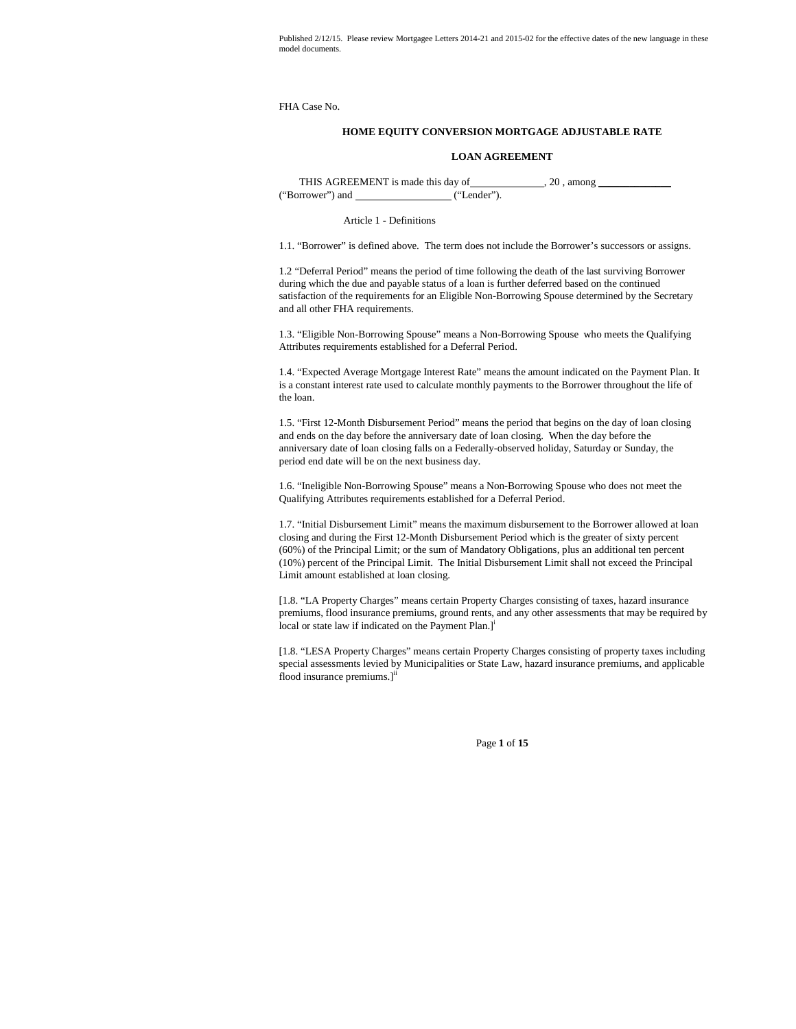Published 2/12/15. Please review Mortgagee Letters 2014-21 and 2015-02 for the effective dates of the new language in these model documents.

FHA Case No.

## HOME EQUITY CONVERSION MORTGAGE ADJUSTABLE RATE

## LOAN AGREEMENT

THIS AGREEMENT is made this day of______________, 20 , among ______________ ("Borrower") and ___________________ ("Lender").

### Article 1 - Definitions

1.1. "Borrower" is defined above. The term does not include the Borrower's successors or assigns.

1.2 "Deferral Period" means the period of time following the death of the last surviving Borrower during which the due and payable status of a loan is further deferred based on the continued satisfaction of the requirements for an Eligible Non-Borrowing Spouse determined by the Secretary and all other FHA requirements.

1.3. "Eligible Non-Borrowing Spouse" means a Non-Borrowing Spouse who meets the Qualifying Attributes requirements established for a Deferral Period.

1.4. "Expected Average Mortgage Interest Rate" means the amount indicated on the Payment Plan. It is a constant interest rate used to calculate monthly payments to the Borrower throughout the life of the loan.

1.5. "First 12-Month Disbursement Period" means the period that begins on the day of loan closing and ends on the day before the anniversary date of loan closing. When the day before the anniversary date of loan closing falls on a Federally-observed holiday, Saturday or Sunday, the period end date will be on the next business day.

1.6. "Ineligible Non-Borrowing Spouse" means a Non-Borrowing Spouse who does not meet the Qualifying Attributes requirements established for a Deferral Period.

1.7. "Initial Disbursement Limit" means the maximum disbursement to the Borrower allowed at loan closing and during the First 12-Month Disbursement Period which is the greater of sixty percent (60%) of the Principal Limit; or the sum of Mandatory Obligations, plus an additional ten percent (10%) percent of the Principal Limit. The Initial Disbursement Limit shall not exceed the Principal Limit amount established at loan closing.

[1.8. "LA Property Charges" means certain Property Charges consisting of taxes, hazard insurance premiums, flood insurance premiums, ground rents, and any other assessments that may be required by local or state law if indicated on the Payment Plan.][i]

[1.8. "LESA Property Charges" means certain Property Charges consisting of property taxes including special assessments levied by Municipalities or State Law, hazard insurance premiums, and applicable flood insurance premiums.][ii]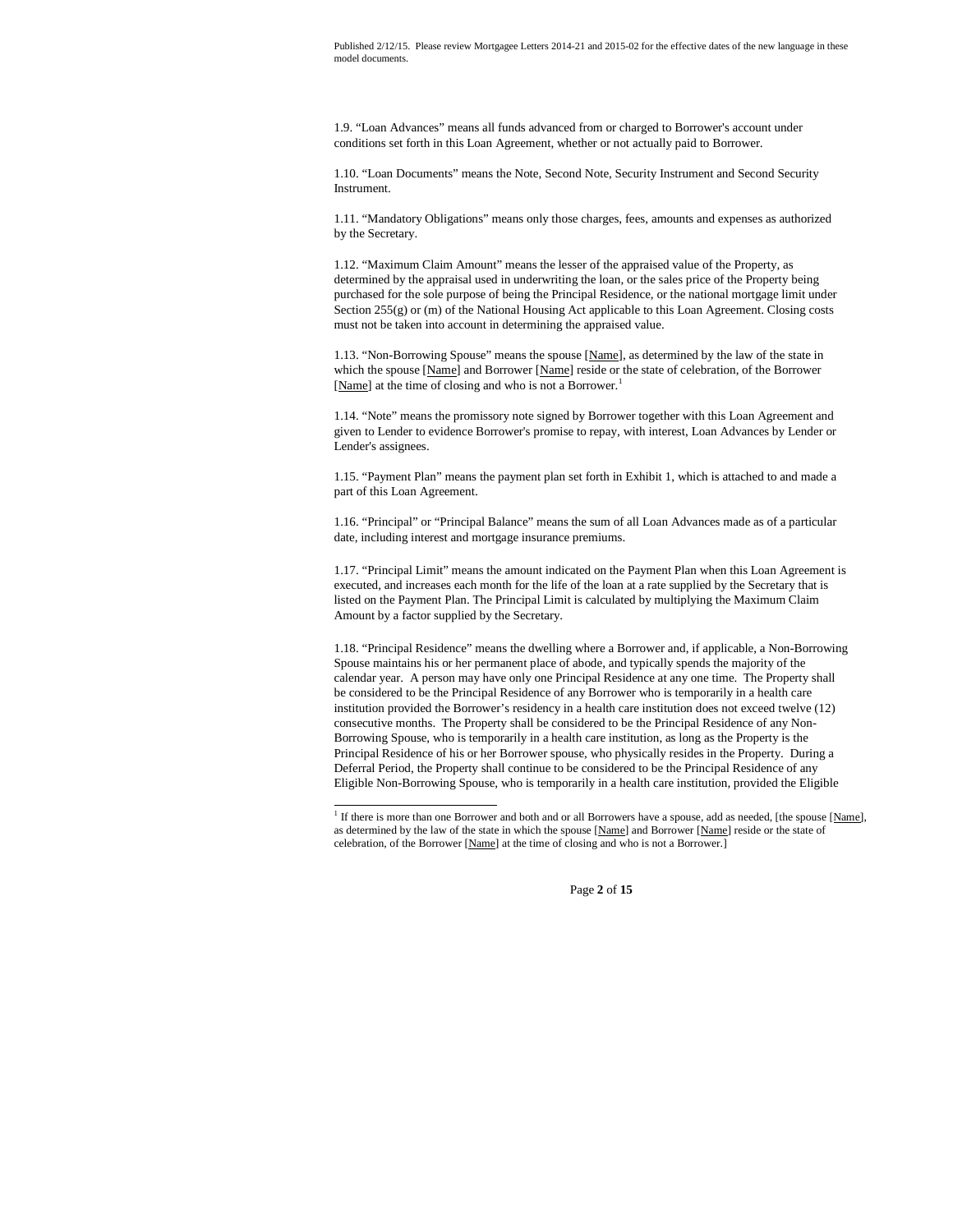Published 2/12/15. Please review Mortgagee Letters 2014-21 and 2015-02 for the effective dates of the new language in these model documents.

1.9. "Loan Advances" means all funds advanced from or charged to Borrower's account under conditions set forth in this Loan Agreement, whether or not actually paid to Borrower.

1.10. "Loan Documents" means the Note, Second Note, Security Instrument and Second Security Instrument.

1.11. "Mandatory Obligations" means only those charges, fees, amounts and expenses as authorized by the Secretary.

1.12. "Maximum Claim Amount" means the lesser of the appraised value of the Property, as determined by the appraisal used in underwriting the loan, or the sales price of the Property being purchased for the sole purpose of being the Principal Residence, or the national mortgage limit under Section 255(g) or (m) of the National Housing Act applicable to this Loan Agreement. Closing costs must not be taken into account in determining the appraised value.

1.13. "Non-Borrowing Spouse" means the spouse [Name], as determined by the law of the state in which the spouse [Name] and Borrower [Name] reside or the state of celebration, of the Borrower [Name] at the time of closing and who is not a Borrower.[1]

1.14. "Note" means the promissory note signed by Borrower together with this Loan Agreement and given to Lender to evidence Borrower's promise to repay, with interest, Loan Advances by Lender or Lender's assignees.

1.15. "Payment Plan" means the payment plan set forth in Exhibit 1, which is attached to and made a part of this Loan Agreement.

1.16. "Principal" or "Principal Balance" means the sum of all Loan Advances made as of a particular date, including interest and mortgage insurance premiums.

1.17. "Principal Limit" means the amount indicated on the Payment Plan when this Loan Agreement is executed, and increases each month for the life of the loan at a rate supplied by the Secretary that is listed on the Payment Plan. The Principal Limit is calculated by multiplying the Maximum Claim Amount by a factor supplied by the Secretary.

1.18. "Principal Residence" means the dwelling where a Borrower and, if applicable, a Non-Borrowing Spouse maintains his or her permanent place of abode, and typically spends the majority of the calendar year. A person may have only one Principal Residence at any one time. The Property shall be considered to be the Principal Residence of any Borrower who is temporarily in a health care institution provided the Borrower's residency in a health care institution does not exceed twelve (12) consecutive months. The Property shall be considered to be the Principal Residence of any Non-Borrowing Spouse, who is temporarily in a health care institution, as long as the Property is the Principal Residence of his or her Borrower spouse, who physically resides in the Property. During a Deferral Period, the Property shall continue to be considered to be the Principal Residence of any Eligible Non-Borrowing Spouse, who is temporarily in a health care institution, provided the Eligible

---

[1] If there is more than one Borrower and both and or all Borrowers have a spouse, add as needed, [the spouse [Name], as determined by the law of the state in which the spouse [Name] and Borrower [Name] reside or the state of celebration, of the Borrower [Name] at the time of closing and who is not a Borrower.]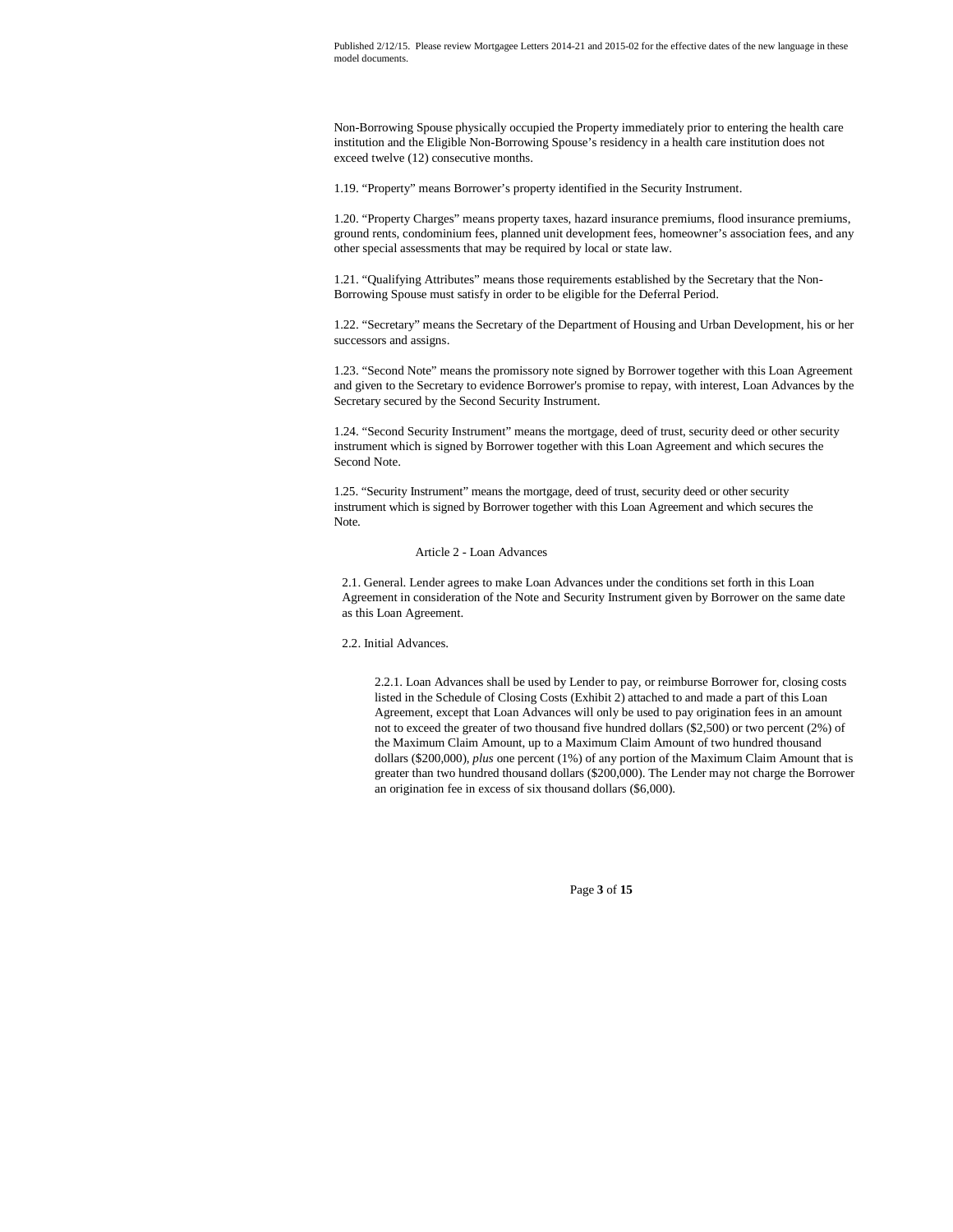Non-Borrowing Spouse physically occupied the Property immediately prior to entering the health care institution and the Eligible Non-Borrowing Spouse's residency in a health care institution does not exceed twelve (12) consecutive months.

1.19. "Property" means Borrower's property identified in the Security Instrument.

1.20. "Property Charges" means property taxes, hazard insurance premiums, flood insurance premiums, ground rents, condominium fees, planned unit development fees, homeowner's association fees, and any other special assessments that may be required by local or state law.

1.21. "Qualifying Attributes" means those requirements established by the Secretary that the Non-Borrowing Spouse must satisfy in order to be eligible for the Deferral Period.

1.22. "Secretary" means the Secretary of the Department of Housing and Urban Development, his or her successors and assigns.

1.23. "Second Note" means the promissory note signed by Borrower together with this Loan Agreement and given to the Secretary to evidence Borrower's promise to repay, with interest, Loan Advances by the Secretary secured by the Second Security Instrument.

1.24. "Second Security Instrument" means the mortgage, deed of trust, security deed or other security instrument which is signed by Borrower together with this Loan Agreement and which secures the Second Note.

1.25. "Security Instrument" means the mortgage, deed of trust, security deed or other security instrument which is signed by Borrower together with this Loan Agreement and which secures the Note.

## Article 2 - Loan Advances

2.1. General. Lender agrees to make Loan Advances under the conditions set forth in this Loan Agreement in consideration of the Note and Security Instrument given by Borrower on the same date as this Loan Agreement.

2.2. Initial Advances.

2.2.1. Loan Advances shall be used by Lender to pay, or reimburse Borrower for, closing costs listed in the Schedule of Closing Costs (Exhibit 2) attached to and made a part of this Loan Agreement, except that Loan Advances will only be used to pay origination fees in an amount not to exceed the greater of two thousand five hundred dollars ($2,500) or two percent (2%) of the Maximum Claim Amount, up to a Maximum Claim Amount of two hundred thousand dollars ($200,000), *plus* one percent (1%) of any portion of the Maximum Claim Amount that is greater than two hundred thousand dollars ($200,000). The Lender may not charge the Borrower an origination fee in excess of six thousand dollars ($6,000).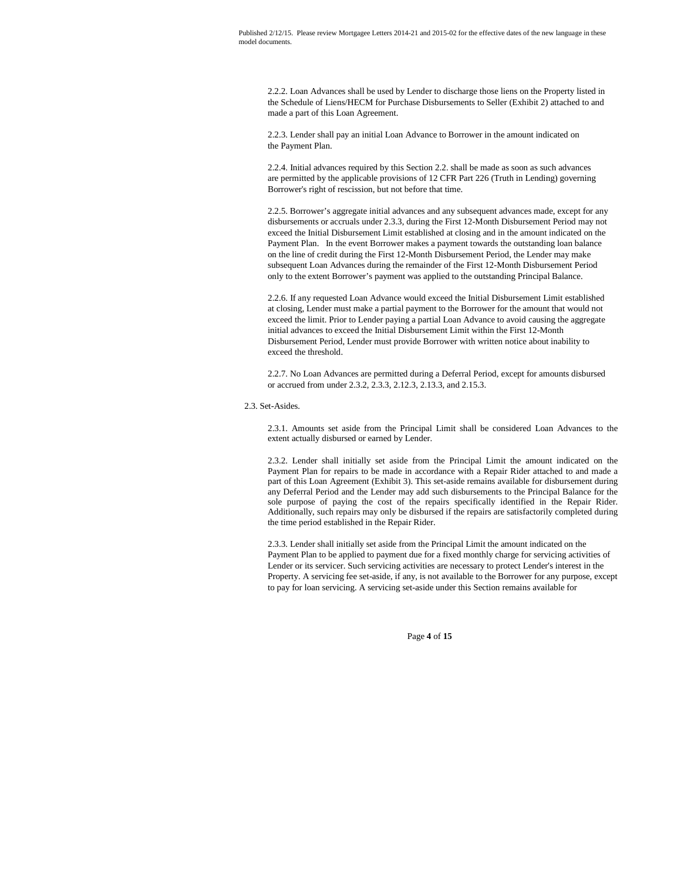2.2.2. Loan Advances shall be used by Lender to discharge those liens on the Property listed in the Schedule of Liens/HECM for Purchase Disbursements to Seller (Exhibit 2) attached to and made a part of this Loan Agreement.

2.2.3. Lender shall pay an initial Loan Advance to Borrower in the amount indicated on the Payment Plan.

2.2.4. Initial advances required by this Section 2.2. shall be made as soon as such advances are permitted by the applicable provisions of 12 CFR Part 226 (Truth in Lending) governing Borrower's right of rescission, but not before that time.

2.2.5. Borrower's aggregate initial advances and any subsequent advances made, except for any disbursements or accruals under 2.3.3, during the First 12-Month Disbursement Period may not exceed the Initial Disbursement Limit established at closing and in the amount indicated on the Payment Plan. In the event Borrower makes a payment towards the outstanding loan balance on the line of credit during the First 12-Month Disbursement Period, the Lender may make subsequent Loan Advances during the remainder of the First 12-Month Disbursement Period only to the extent Borrower's payment was applied to the outstanding Principal Balance.

2.2.6. If any requested Loan Advance would exceed the Initial Disbursement Limit established at closing, Lender must make a partial payment to the Borrower for the amount that would not exceed the limit. Prior to Lender paying a partial Loan Advance to avoid causing the aggregate initial advances to exceed the Initial Disbursement Limit within the First 12-Month Disbursement Period, Lender must provide Borrower with written notice about inability to exceed the threshold.

2.2.7. No Loan Advances are permitted during a Deferral Period, except for amounts disbursed or accrued from under 2.3.2, 2.3.3, 2.12.3, 2.13.3, and 2.15.3.

2.3. Set-Asides.

2.3.1. Amounts set aside from the Principal Limit shall be considered Loan Advances to the extent actually disbursed or earned by Lender.

2.3.2. Lender shall initially set aside from the Principal Limit the amount indicated on the Payment Plan for repairs to be made in accordance with a Repair Rider attached to and made a part of this Loan Agreement (Exhibit 3). This set-aside remains available for disbursement during any Deferral Period and the Lender may add such disbursements to the Principal Balance for the sole purpose of paying the cost of the repairs specifically identified in the Repair Rider. Additionally, such repairs may only be disbursed if the repairs are satisfactorily completed during the time period established in the Repair Rider.

2.3.3. Lender shall initially set aside from the Principal Limit the amount indicated on the Payment Plan to be applied to payment due for a fixed monthly charge for servicing activities of Lender or its servicer. Such servicing activities are necessary to protect Lender's interest in the Property. A servicing fee set-aside, if any, is not available to the Borrower for any purpose, except to pay for loan servicing. A servicing set-aside under this Section remains available for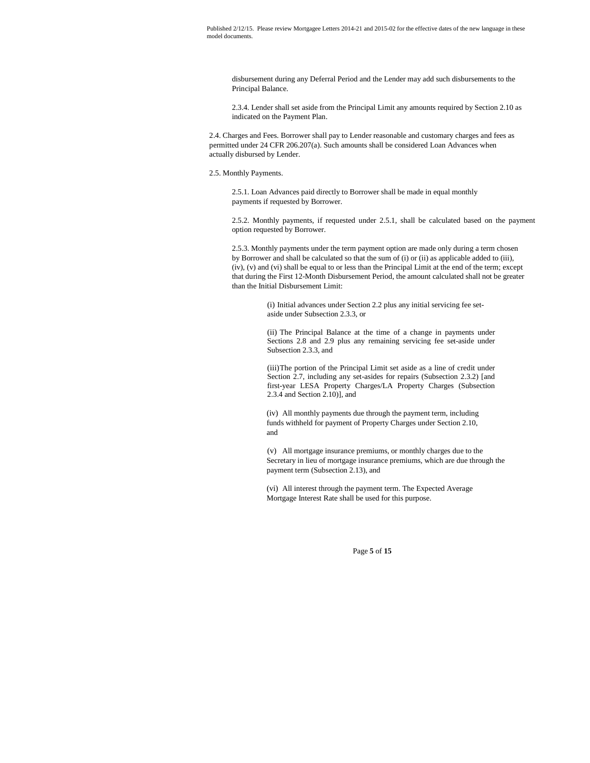disbursement during any Deferral Period and the Lender may add such disbursements to the Principal Balance.

2.3.4. Lender shall set aside from the Principal Limit any amounts required by Section 2.10 as indicated on the Payment Plan.

2.4. Charges and Fees. Borrower shall pay to Lender reasonable and customary charges and fees as permitted under 24 CFR 206.207(a). Such amounts shall be considered Loan Advances when actually disbursed by Lender.

2.5. Monthly Payments.

2.5.1. Loan Advances paid directly to Borrower shall be made in equal monthly payments if requested by Borrower.

2.5.2. Monthly payments, if requested under 2.5.1, shall be calculated based on the payment option requested by Borrower.

2.5.3. Monthly payments under the term payment option are made only during a term chosen by Borrower and shall be calculated so that the sum of (i) or (ii) as applicable added to (iii), (iv), (v) and (vi) shall be equal to or less than the Principal Limit at the end of the term; except that during the First 12-Month Disbursement Period, the amount calculated shall not be greater than the Initial Disbursement Limit:

(i) Initial advances under Section 2.2 plus any initial servicing fee set-aside under Subsection 2.3.3, or

(ii) The Principal Balance at the time of a change in payments under Sections 2.8 and 2.9 plus any remaining servicing fee set-aside under Subsection 2.3.3, and

(iii)The portion of the Principal Limit set aside as a line of credit under Section 2.7, including any set-asides for repairs (Subsection 2.3.2) [and first-year LESA Property Charges/LA Property Charges (Subsection 2.3.4 and Section 2.10)], and

(iv) All monthly payments due through the payment term, including funds withheld for payment of Property Charges under Section 2.10, and

(v) All mortgage insurance premiums, or monthly charges due to the Secretary in lieu of mortgage insurance premiums, which are due through the payment term (Subsection 2.13), and

(vi) All interest through the payment term. The Expected Average Mortgage Interest Rate shall be used for this purpose.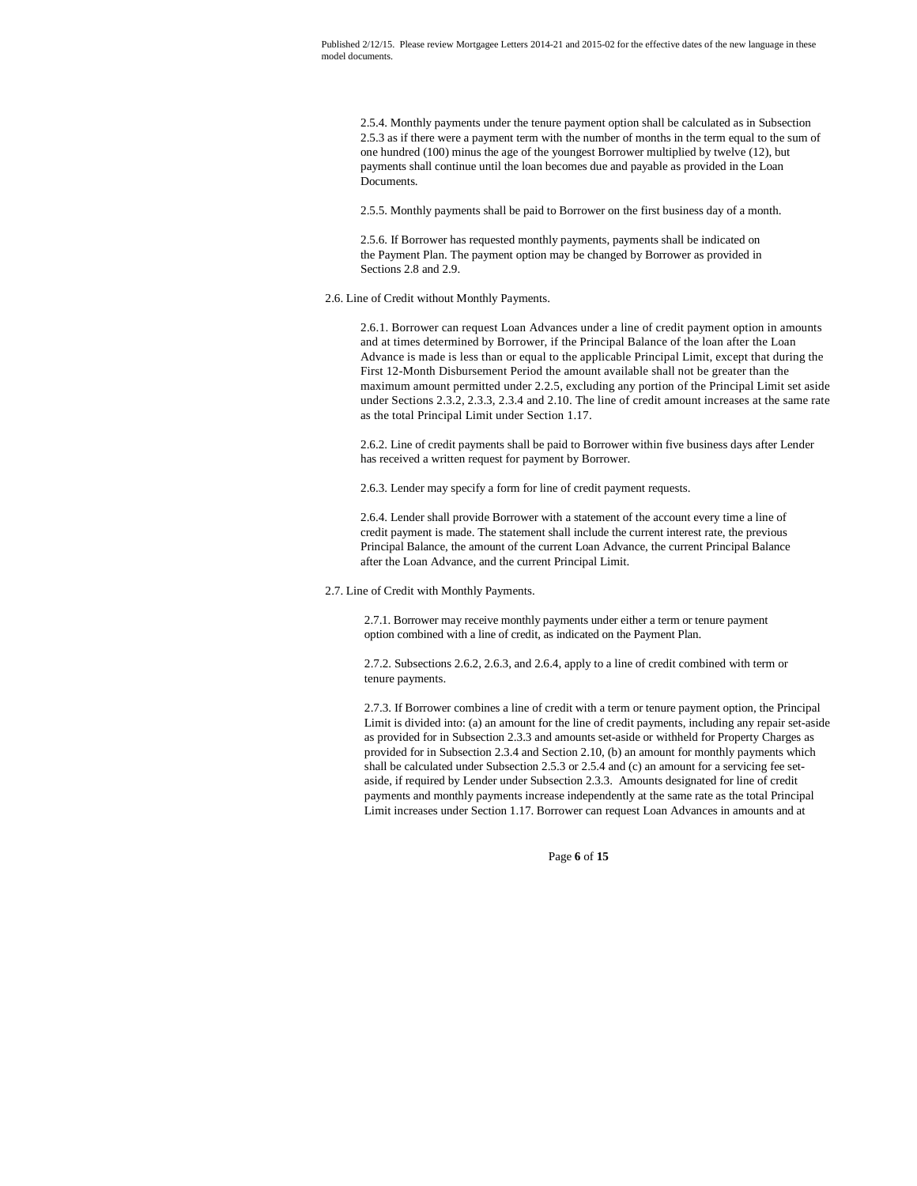2.5.4. Monthly payments under the tenure payment option shall be calculated as in Subsection 2.5.3 as if there were a payment term with the number of months in the term equal to the sum of one hundred (100) minus the age of the youngest Borrower multiplied by twelve (12), but payments shall continue until the loan becomes due and payable as provided in the Loan Documents.

2.5.5. Monthly payments shall be paid to Borrower on the first business day of a month.

2.5.6. If Borrower has requested monthly payments, payments shall be indicated on the Payment Plan. The payment option may be changed by Borrower as provided in Sections 2.8 and 2.9.

2.6. Line of Credit without Monthly Payments.

2.6.1. Borrower can request Loan Advances under a line of credit payment option in amounts and at times determined by Borrower, if the Principal Balance of the loan after the Loan Advance is made is less than or equal to the applicable Principal Limit, except that during the First 12-Month Disbursement Period the amount available shall not be greater than the maximum amount permitted under 2.2.5, excluding any portion of the Principal Limit set aside under Sections 2.3.2, 2.3.3, 2.3.4 and 2.10. The line of credit amount increases at the same rate as the total Principal Limit under Section 1.17.

2.6.2. Line of credit payments shall be paid to Borrower within five business days after Lender has received a written request for payment by Borrower.

2.6.3. Lender may specify a form for line of credit payment requests.

2.6.4. Lender shall provide Borrower with a statement of the account every time a line of credit payment is made. The statement shall include the current interest rate, the previous Principal Balance, the amount of the current Loan Advance, the current Principal Balance after the Loan Advance, and the current Principal Limit.

2.7. Line of Credit with Monthly Payments.

2.7.1. Borrower may receive monthly payments under either a term or tenure payment option combined with a line of credit, as indicated on the Payment Plan.

2.7.2. Subsections 2.6.2, 2.6.3, and 2.6.4, apply to a line of credit combined with term or tenure payments.

2.7.3. If Borrower combines a line of credit with a term or tenure payment option, the Principal Limit is divided into: (a) an amount for the line of credit payments, including any repair set-aside as provided for in Subsection 2.3.3 and amounts set-aside or withheld for Property Charges as provided for in Subsection 2.3.4 and Section 2.10, (b) an amount for monthly payments which shall be calculated under Subsection 2.5.3 or 2.5.4 and (c) an amount for a servicing fee set-aside, if required by Lender under Subsection 2.3.3. Amounts designated for line of credit payments and monthly payments increase independently at the same rate as the total Principal Limit increases under Section 1.17. Borrower can request Loan Advances in amounts and at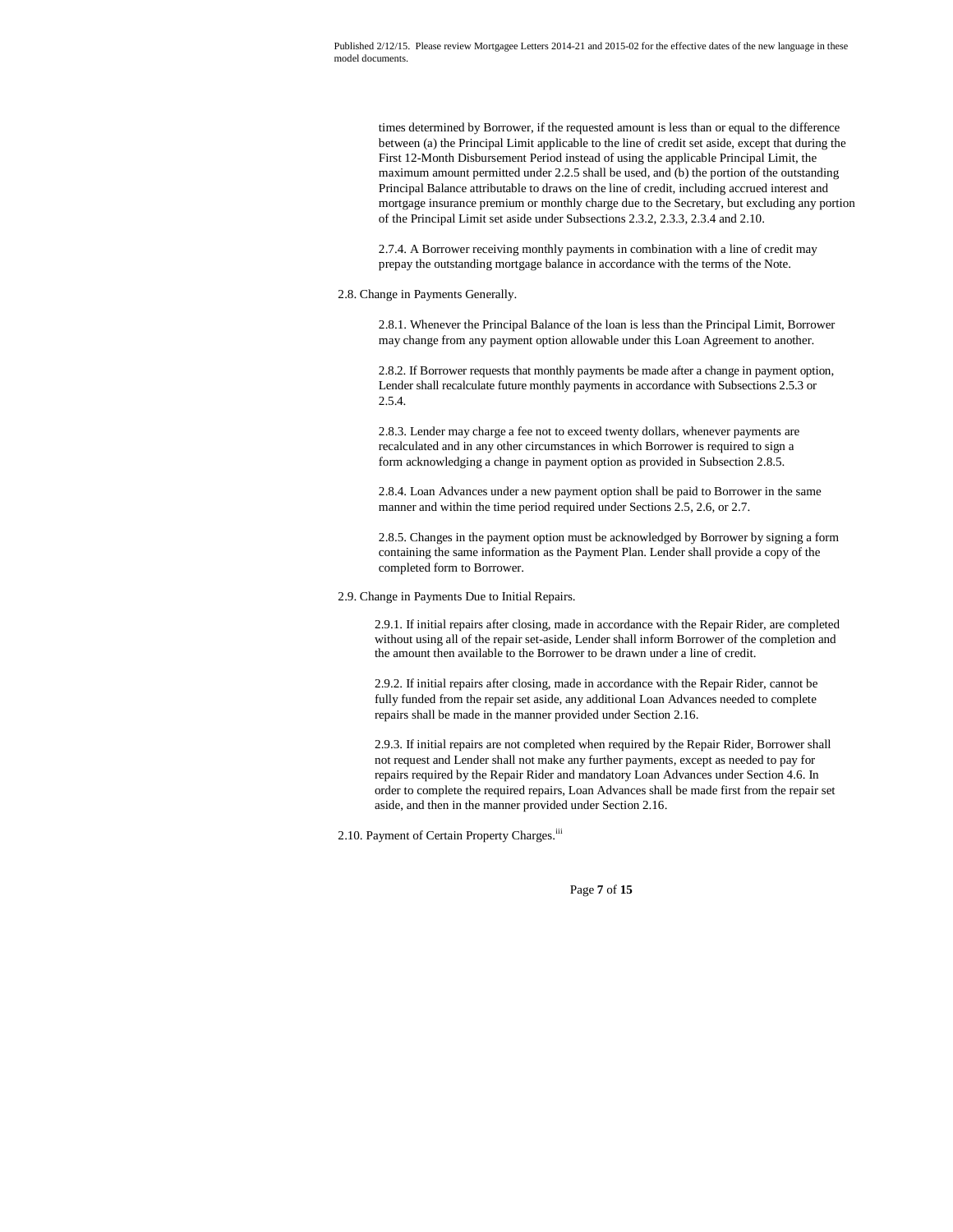times determined by Borrower, if the requested amount is less than or equal to the difference between (a) the Principal Limit applicable to the line of credit set aside, except that during the First 12-Month Disbursement Period instead of using the applicable Principal Limit, the maximum amount permitted under 2.2.5 shall be used, and (b) the portion of the outstanding Principal Balance attributable to draws on the line of credit, including accrued interest and mortgage insurance premium or monthly charge due to the Secretary, but excluding any portion of the Principal Limit set aside under Subsections 2.3.2, 2.3.3, 2.3.4 and 2.10.

2.7.4. A Borrower receiving monthly payments in combination with a line of credit may prepay the outstanding mortgage balance in accordance with the terms of the Note.

2.8. Change in Payments Generally.

2.8.1. Whenever the Principal Balance of the loan is less than the Principal Limit, Borrower may change from any payment option allowable under this Loan Agreement to another.

2.8.2. If Borrower requests that monthly payments be made after a change in payment option, Lender shall recalculate future monthly payments in accordance with Subsections 2.5.3 or 2.5.4.

2.8.3. Lender may charge a fee not to exceed twenty dollars, whenever payments are recalculated and in any other circumstances in which Borrower is required to sign a form acknowledging a change in payment option as provided in Subsection 2.8.5.

2.8.4. Loan Advances under a new payment option shall be paid to Borrower in the same manner and within the time period required under Sections 2.5, 2.6, or 2.7.

2.8.5. Changes in the payment option must be acknowledged by Borrower by signing a form containing the same information as the Payment Plan. Lender shall provide a copy of the completed form to Borrower.

2.9. Change in Payments Due to Initial Repairs.

2.9.1. If initial repairs after closing, made in accordance with the Repair Rider, are completed without using all of the repair set-aside, Lender shall inform Borrower of the completion and the amount then available to the Borrower to be drawn under a line of credit.

2.9.2. If initial repairs after closing, made in accordance with the Repair Rider, cannot be fully funded from the repair set aside, any additional Loan Advances needed to complete repairs shall be made in the manner provided under Section 2.16.

2.9.3. If initial repairs are not completed when required by the Repair Rider, Borrower shall not request and Lender shall not make any further payments, except as needed to pay for repairs required by the Repair Rider and mandatory Loan Advances under Section 4.6. In order to complete the required repairs, Loan Advances shall be made first from the repair set aside, and then in the manner provided under Section 2.16.

2.10. Payment of Certain Property Charges.[iii]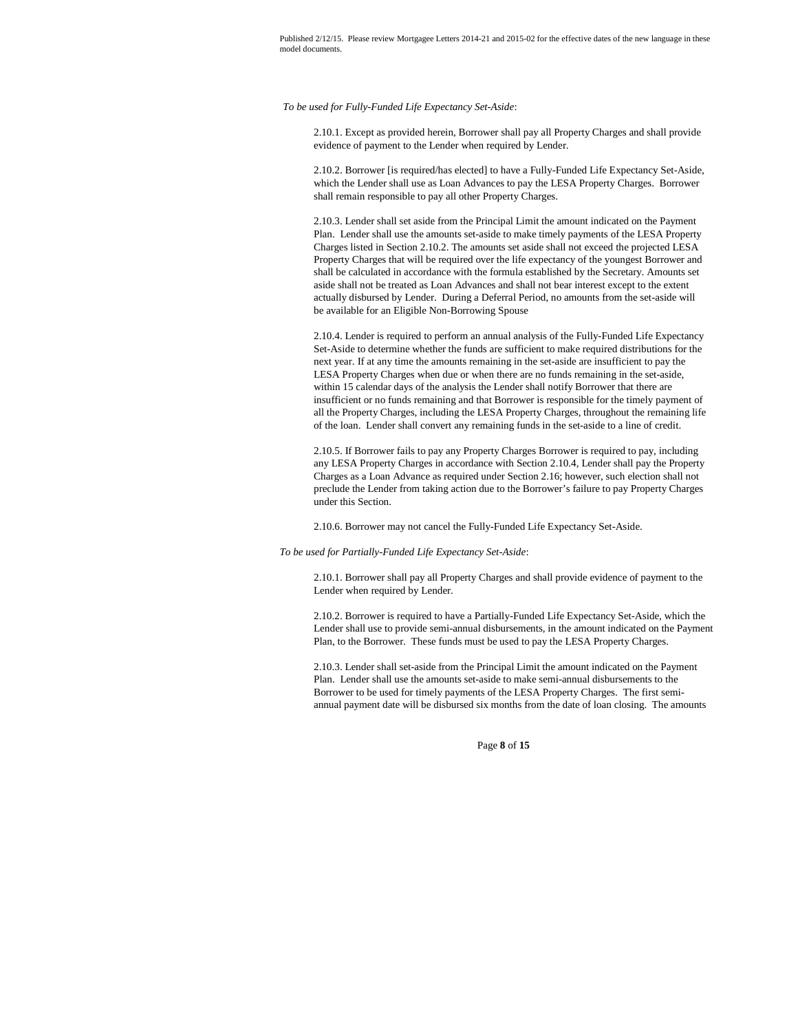*To be used for Fully-Funded Life Expectancy Set-Aside*:

2.10.1. Except as provided herein, Borrower shall pay all Property Charges and shall provide evidence of payment to the Lender when required by Lender.

2.10.2. Borrower [is required/has elected] to have a Fully-Funded Life Expectancy Set-Aside, which the Lender shall use as Loan Advances to pay the LESA Property Charges. Borrower shall remain responsible to pay all other Property Charges.

2.10.3. Lender shall set aside from the Principal Limit the amount indicated on the Payment Plan. Lender shall use the amounts set-aside to make timely payments of the LESA Property Charges listed in Section 2.10.2. The amounts set aside shall not exceed the projected LESA Property Charges that will be required over the life expectancy of the youngest Borrower and shall be calculated in accordance with the formula established by the Secretary. Amounts set aside shall not be treated as Loan Advances and shall not bear interest except to the extent actually disbursed by Lender. During a Deferral Period, no amounts from the set-aside will be available for an Eligible Non-Borrowing Spouse

2.10.4. Lender is required to perform an annual analysis of the Fully-Funded Life Expectancy Set-Aside to determine whether the funds are sufficient to make required distributions for the next year. If at any time the amounts remaining in the set-aside are insufficient to pay the LESA Property Charges when due or when there are no funds remaining in the set-aside, within 15 calendar days of the analysis the Lender shall notify Borrower that there are insufficient or no funds remaining and that Borrower is responsible for the timely payment of all the Property Charges, including the LESA Property Charges, throughout the remaining life of the loan. Lender shall convert any remaining funds in the set-aside to a line of credit.

2.10.5. If Borrower fails to pay any Property Charges Borrower is required to pay, including any LESA Property Charges in accordance with Section 2.10.4, Lender shall pay the Property Charges as a Loan Advance as required under Section 2.16; however, such election shall not preclude the Lender from taking action due to the Borrower's failure to pay Property Charges under this Section.

2.10.6. Borrower may not cancel the Fully-Funded Life Expectancy Set-Aside.

*To be used for Partially-Funded Life Expectancy Set-Aside*:

2.10.1. Borrower shall pay all Property Charges and shall provide evidence of payment to the Lender when required by Lender.

2.10.2. Borrower is required to have a Partially-Funded Life Expectancy Set-Aside, which the Lender shall use to provide semi-annual disbursements, in the amount indicated on the Payment Plan, to the Borrower. These funds must be used to pay the LESA Property Charges.

2.10.3. Lender shall set-aside from the Principal Limit the amount indicated on the Payment Plan. Lender shall use the amounts set-aside to make semi-annual disbursements to the Borrower to be used for timely payments of the LESA Property Charges. The first semi-annual payment date will be disbursed six months from the date of loan closing. The amounts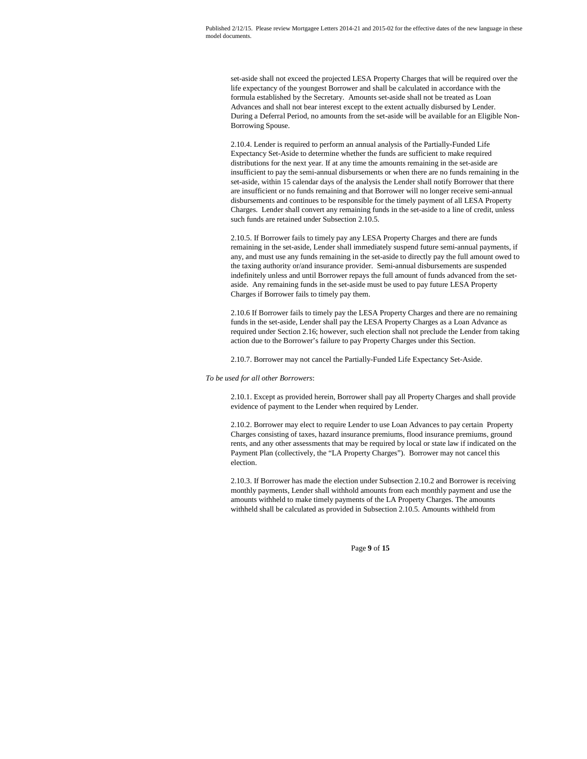set-aside shall not exceed the projected LESA Property Charges that will be required over the life expectancy of the youngest Borrower and shall be calculated in accordance with the formula established by the Secretary. Amounts set-aside shall not be treated as Loan Advances and shall not bear interest except to the extent actually disbursed by Lender. During a Deferral Period, no amounts from the set-aside will be available for an Eligible Non-Borrowing Spouse.

2.10.4. Lender is required to perform an annual analysis of the Partially-Funded Life Expectancy Set-Aside to determine whether the funds are sufficient to make required distributions for the next year. If at any time the amounts remaining in the set-aside are insufficient to pay the semi-annual disbursements or when there are no funds remaining in the set-aside, within 15 calendar days of the analysis the Lender shall notify Borrower that there are insufficient or no funds remaining and that Borrower will no longer receive semi-annual disbursements and continues to be responsible for the timely payment of all LESA Property Charges. Lender shall convert any remaining funds in the set-aside to a line of credit, unless such funds are retained under Subsection 2.10.5.

2.10.5. If Borrower fails to timely pay any LESA Property Charges and there are funds remaining in the set-aside, Lender shall immediately suspend future semi-annual payments, if any, and must use any funds remaining in the set-aside to directly pay the full amount owed to the taxing authority or/and insurance provider. Semi-annual disbursements are suspended indefinitely unless and until Borrower repays the full amount of funds advanced from the set-aside. Any remaining funds in the set-aside must be used to pay future LESA Property Charges if Borrower fails to timely pay them.

2.10.6 If Borrower fails to timely pay the LESA Property Charges and there are no remaining funds in the set-aside, Lender shall pay the LESA Property Charges as a Loan Advance as required under Section 2.16; however, such election shall not preclude the Lender from taking action due to the Borrower's failure to pay Property Charges under this Section.

2.10.7. Borrower may not cancel the Partially-Funded Life Expectancy Set-Aside.

*To be used for all other Borrowers*:

2.10.1. Except as provided herein, Borrower shall pay all Property Charges and shall provide evidence of payment to the Lender when required by Lender.

2.10.2. Borrower may elect to require Lender to use Loan Advances to pay certain Property Charges consisting of taxes, hazard insurance premiums, flood insurance premiums, ground rents, and any other assessments that may be required by local or state law if indicated on the Payment Plan (collectively, the "LA Property Charges"). Borrower may not cancel this election.

2.10.3. If Borrower has made the election under Subsection 2.10.2 and Borrower is receiving monthly payments, Lender shall withhold amounts from each monthly payment and use the amounts withheld to make timely payments of the LA Property Charges. The amounts withheld shall be calculated as provided in Subsection 2.10.5. Amounts withheld from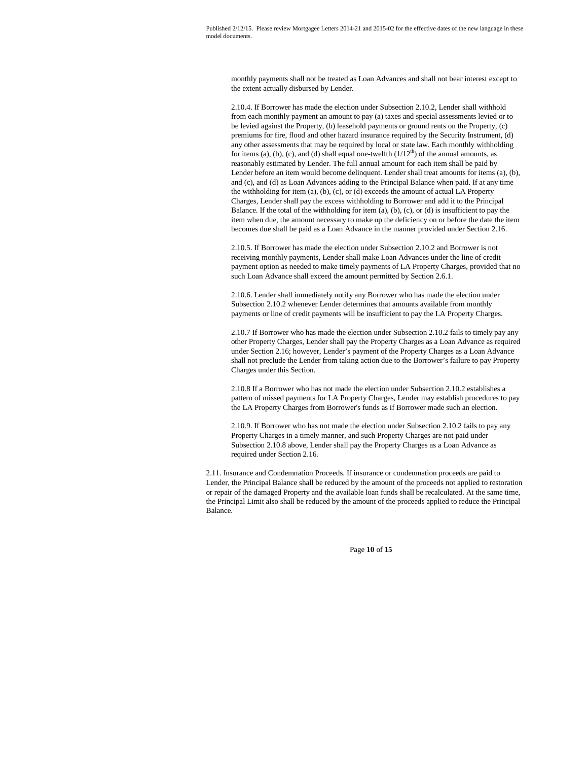monthly payments shall not be treated as Loan Advances and shall not bear interest except to the extent actually disbursed by Lender.

2.10.4. If Borrower has made the election under Subsection 2.10.2, Lender shall withhold from each monthly payment an amount to pay (a) taxes and special assessments levied or to be levied against the Property, (b) leasehold payments or ground rents on the Property, (c) premiums for fire, flood and other hazard insurance required by the Security Instrument, (d) any other assessments that may be required by local or state law. Each monthly withholding for items (a), (b), (c), and (d) shall equal one-twelfth ($1/12^{th}$) of the annual amounts, as reasonably estimated by Lender. The full annual amount for each item shall be paid by Lender before an item would become delinquent. Lender shall treat amounts for items (a), (b), and (c), and (d) as Loan Advances adding to the Principal Balance when paid. If at any time the withholding for item (a), (b), (c), or (d) exceeds the amount of actual LA Property Charges, Lender shall pay the excess withholding to Borrower and add it to the Principal Balance. If the total of the withholding for item (a), (b), (c), or (d) is insufficient to pay the item when due, the amount necessary to make up the deficiency on or before the date the item becomes due shall be paid as a Loan Advance in the manner provided under Section 2.16.

2.10.5. If Borrower has made the election under Subsection 2.10.2 and Borrower is not receiving monthly payments, Lender shall make Loan Advances under the line of credit payment option as needed to make timely payments of LA Property Charges, provided that no such Loan Advance shall exceed the amount permitted by Section 2.6.1.

2.10.6. Lender shall immediately notify any Borrower who has made the election under Subsection 2.10.2 whenever Lender determines that amounts available from monthly payments or line of credit payments will be insufficient to pay the LA Property Charges.

2.10.7 If Borrower who has made the election under Subsection 2.10.2 fails to timely pay any other Property Charges, Lender shall pay the Property Charges as a Loan Advance as required under Section 2.16; however, Lender's payment of the Property Charges as a Loan Advance shall not preclude the Lender from taking action due to the Borrower's failure to pay Property Charges under this Section.

2.10.8 If a Borrower who has not made the election under Subsection 2.10.2 establishes a pattern of missed payments for LA Property Charges, Lender may establish procedures to pay the LA Property Charges from Borrower's funds as if Borrower made such an election.

2.10.9. If Borrower who has not made the election under Subsection 2.10.2 fails to pay any Property Charges in a timely manner, and such Property Charges are not paid under Subsection 2.10.8 above, Lender shall pay the Property Charges as a Loan Advance as required under Section 2.16.

2.11. Insurance and Condemnation Proceeds. If insurance or condemnation proceeds are paid to Lender, the Principal Balance shall be reduced by the amount of the proceeds not applied to restoration or repair of the damaged Property and the available loan funds shall be recalculated. At the same time, the Principal Limit also shall be reduced by the amount of the proceeds applied to reduce the Principal Balance.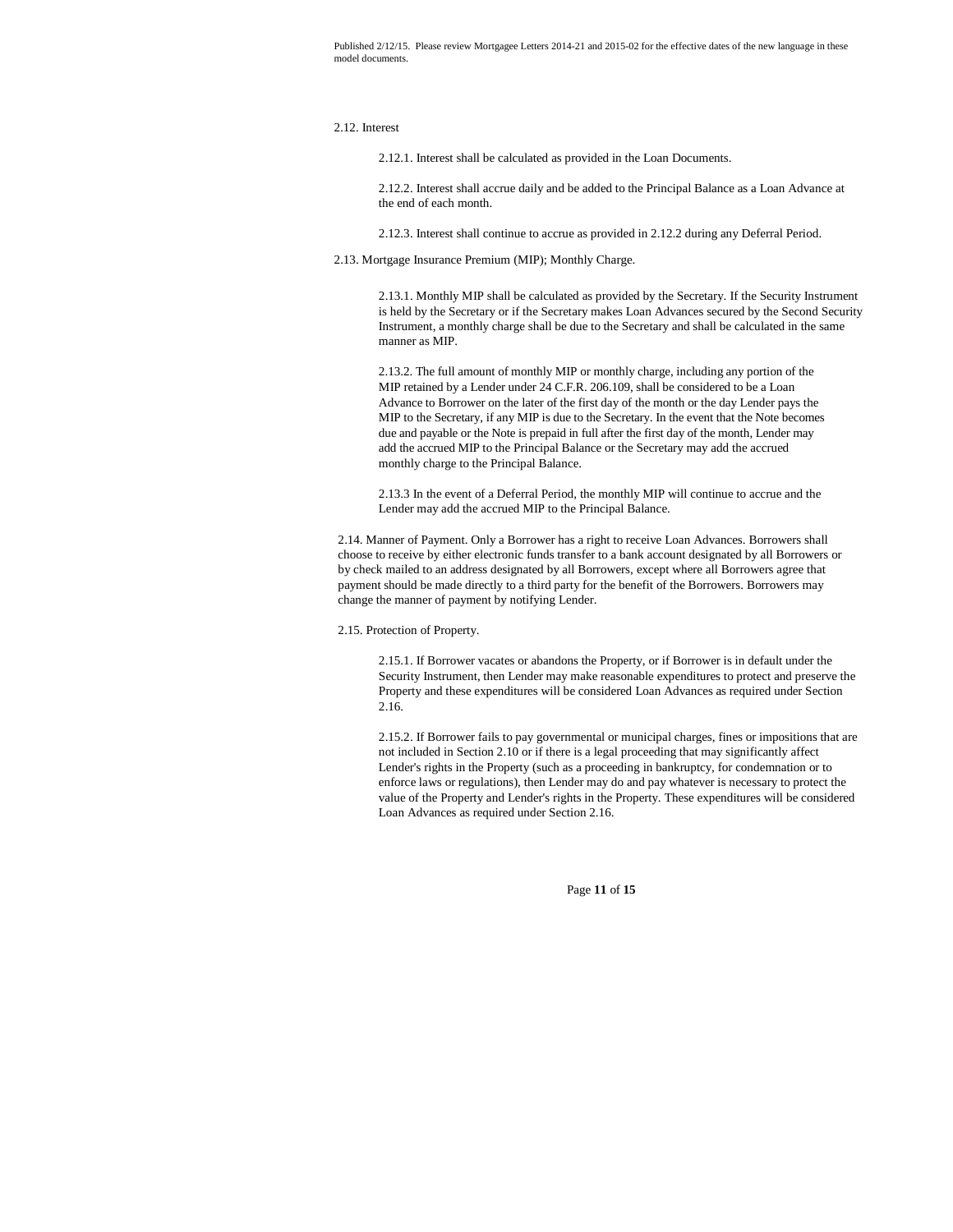2.12. Interest

2.12.1. Interest shall be calculated as provided in the Loan Documents.

2.12.2. Interest shall accrue daily and be added to the Principal Balance as a Loan Advance at the end of each month.

2.12.3. Interest shall continue to accrue as provided in 2.12.2 during any Deferral Period.

2.13. Mortgage Insurance Premium (MIP); Monthly Charge.

2.13.1. Monthly MIP shall be calculated as provided by the Secretary. If the Security Instrument is held by the Secretary or if the Secretary makes Loan Advances secured by the Second Security Instrument, a monthly charge shall be due to the Secretary and shall be calculated in the same manner as MIP.

2.13.2. The full amount of monthly MIP or monthly charge, including any portion of the MIP retained by a Lender under 24 C.F.R. 206.109, shall be considered to be a Loan Advance to Borrower on the later of the first day of the month or the day Lender pays the MIP to the Secretary, if any MIP is due to the Secretary. In the event that the Note becomes due and payable or the Note is prepaid in full after the first day of the month, Lender may add the accrued MIP to the Principal Balance or the Secretary may add the accrued monthly charge to the Principal Balance.

2.13.3 In the event of a Deferral Period, the monthly MIP will continue to accrue and the Lender may add the accrued MIP to the Principal Balance.

2.14. Manner of Payment. Only a Borrower has a right to receive Loan Advances. Borrowers shall choose to receive by either electronic funds transfer to a bank account designated by all Borrowers or by check mailed to an address designated by all Borrowers, except where all Borrowers agree that payment should be made directly to a third party for the benefit of the Borrowers. Borrowers may change the manner of payment by notifying Lender.

2.15. Protection of Property.

2.15.1. If Borrower vacates or abandons the Property, or if Borrower is in default under the Security Instrument, then Lender may make reasonable expenditures to protect and preserve the Property and these expenditures will be considered Loan Advances as required under Section 2.16.

2.15.2. If Borrower fails to pay governmental or municipal charges, fines or impositions that are not included in Section 2.10 or if there is a legal proceeding that may significantly affect Lender's rights in the Property (such as a proceeding in bankruptcy, for condemnation or to enforce laws or regulations), then Lender may do and pay whatever is necessary to protect the value of the Property and Lender's rights in the Property. These expenditures will be considered Loan Advances as required under Section 2.16.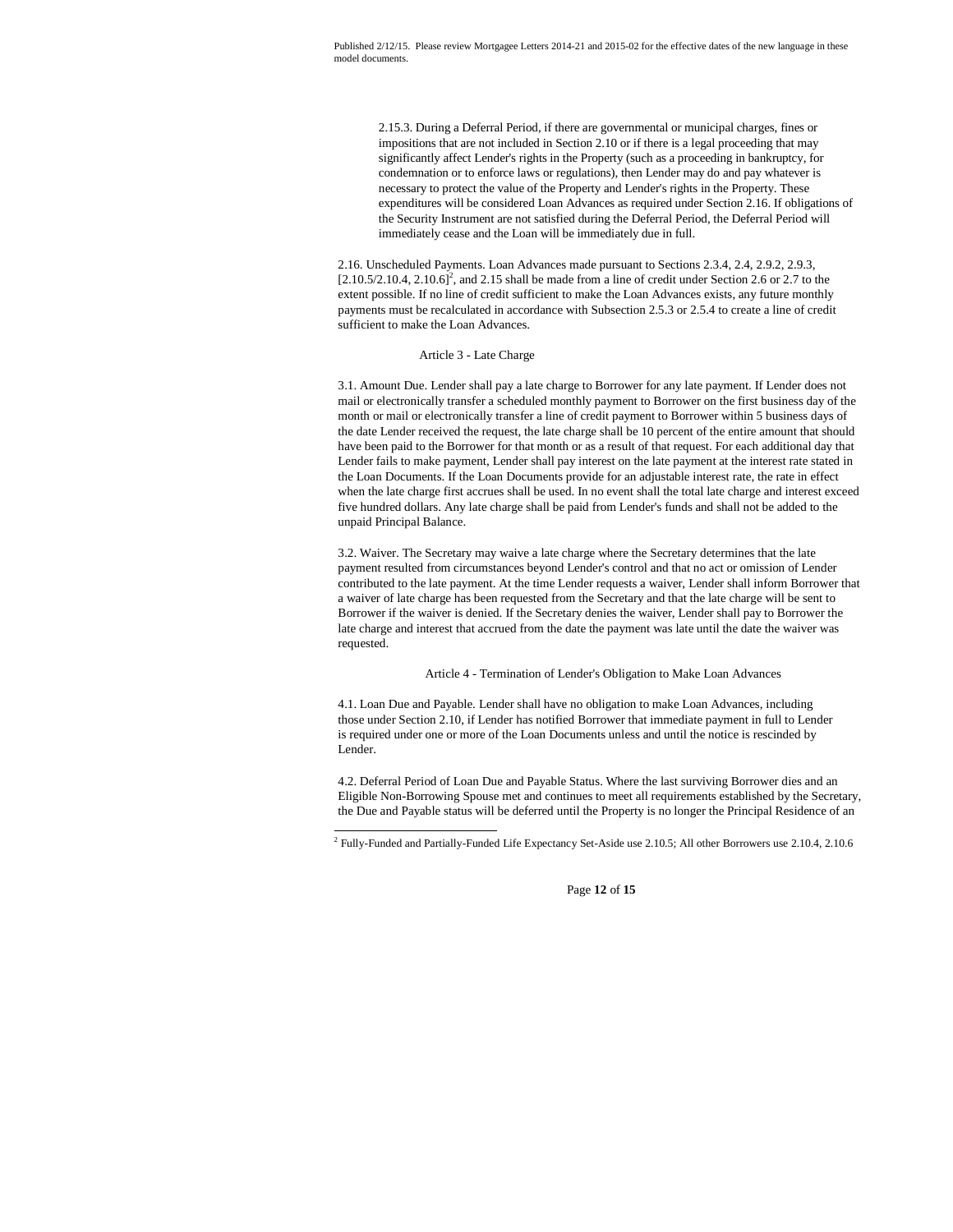2.15.3. During a Deferral Period, if there are governmental or municipal charges, fines or impositions that are not included in Section 2.10 or if there is a legal proceeding that may significantly affect Lender's rights in the Property (such as a proceeding in bankruptcy, for condemnation or to enforce laws or regulations), then Lender may do and pay whatever is necessary to protect the value of the Property and Lender's rights in the Property. These expenditures will be considered Loan Advances as required under Section 2.16. If obligations of the Security Instrument are not satisfied during the Deferral Period, the Deferral Period will immediately cease and the Loan will be immediately due in full.

2.16. Unscheduled Payments. Loan Advances made pursuant to Sections 2.3.4, 2.4, 2.9.2, 2.9.3, [2.10.5/2.10.4, 2.10.6][2], and 2.15 shall be made from a line of credit under Section 2.6 or 2.7 to the extent possible. If no line of credit sufficient to make the Loan Advances exists, any future monthly payments must be recalculated in accordance with Subsection 2.5.3 or 2.5.4 to create a line of credit sufficient to make the Loan Advances.

## Article 3 - Late Charge

3.1. Amount Due. Lender shall pay a late charge to Borrower for any late payment. If Lender does not mail or electronically transfer a scheduled monthly payment to Borrower on the first business day of the month or mail or electronically transfer a line of credit payment to Borrower within 5 business days of the date Lender received the request, the late charge shall be 10 percent of the entire amount that should have been paid to the Borrower for that month or as a result of that request. For each additional day that Lender fails to make payment, Lender shall pay interest on the late payment at the interest rate stated in the Loan Documents. If the Loan Documents provide for an adjustable interest rate, the rate in effect when the late charge first accrues shall be used. In no event shall the total late charge and interest exceed five hundred dollars. Any late charge shall be paid from Lender's funds and shall not be added to the unpaid Principal Balance.

3.2. Waiver. The Secretary may waive a late charge where the Secretary determines that the late payment resulted from circumstances beyond Lender's control and that no act or omission of Lender contributed to the late payment. At the time Lender requests a waiver, Lender shall inform Borrower that a waiver of late charge has been requested from the Secretary and that the late charge will be sent to Borrower if the waiver is denied. If the Secretary denies the waiver, Lender shall pay to Borrower the late charge and interest that accrued from the date the payment was late until the date the waiver was requested.

## Article 4 - Termination of Lender's Obligation to Make Loan Advances

4.1. Loan Due and Payable. Lender shall have no obligation to make Loan Advances, including those under Section 2.10, if Lender has notified Borrower that immediate payment in full to Lender is required under one or more of the Loan Documents unless and until the notice is rescinded by Lender.

4.2. Deferral Period of Loan Due and Payable Status. Where the last surviving Borrower dies and an Eligible Non-Borrowing Spouse met and continues to meet all requirements established by the Secretary, the Due and Payable status will be deferred until the Property is no longer the Principal Residence of an

[2] Fully-Funded and Partially-Funded Life Expectancy Set-Aside use 2.10.5; All other Borrowers use 2.10.4, 2.10.6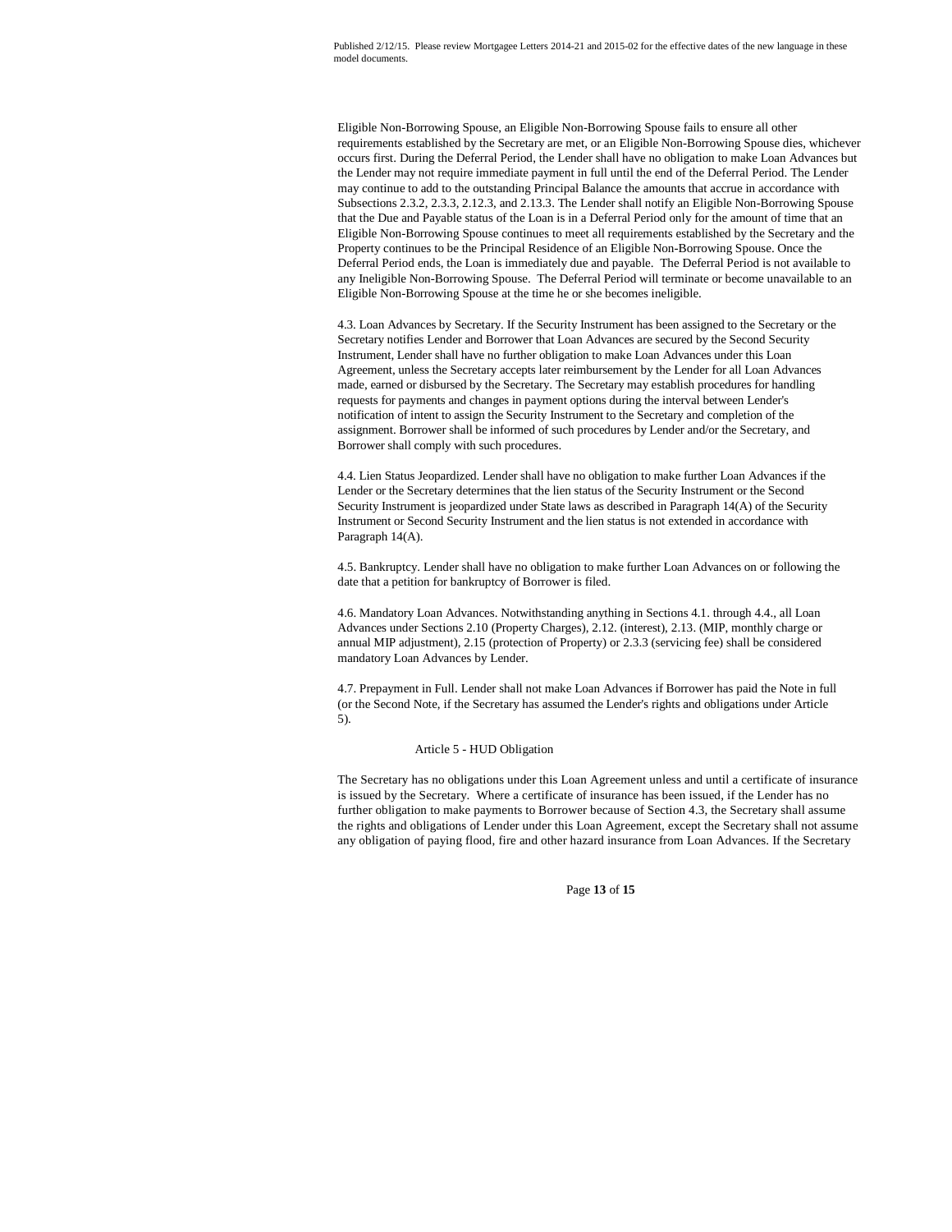Eligible Non-Borrowing Spouse, an Eligible Non-Borrowing Spouse fails to ensure all other requirements established by the Secretary are met, or an Eligible Non-Borrowing Spouse dies, whichever occurs first. During the Deferral Period, the Lender shall have no obligation to make Loan Advances but the Lender may not require immediate payment in full until the end of the Deferral Period. The Lender may continue to add to the outstanding Principal Balance the amounts that accrue in accordance with Subsections 2.3.2, 2.3.3, 2.12.3, and 2.13.3. The Lender shall notify an Eligible Non-Borrowing Spouse that the Due and Payable status of the Loan is in a Deferral Period only for the amount of time that an Eligible Non-Borrowing Spouse continues to meet all requirements established by the Secretary and the Property continues to be the Principal Residence of an Eligible Non-Borrowing Spouse. Once the Deferral Period ends, the Loan is immediately due and payable. The Deferral Period is not available to any Ineligible Non-Borrowing Spouse. The Deferral Period will terminate or become unavailable to an Eligible Non-Borrowing Spouse at the time he or she becomes ineligible.

4.3. Loan Advances by Secretary. If the Security Instrument has been assigned to the Secretary or the Secretary notifies Lender and Borrower that Loan Advances are secured by the Second Security Instrument, Lender shall have no further obligation to make Loan Advances under this Loan Agreement, unless the Secretary accepts later reimbursement by the Lender for all Loan Advances made, earned or disbursed by the Secretary. The Secretary may establish procedures for handling requests for payments and changes in payment options during the interval between Lender's notification of intent to assign the Security Instrument to the Secretary and completion of the assignment. Borrower shall be informed of such procedures by Lender and/or the Secretary, and Borrower shall comply with such procedures.

4.4. Lien Status Jeopardized. Lender shall have no obligation to make further Loan Advances if the Lender or the Secretary determines that the lien status of the Security Instrument or the Second Security Instrument is jeopardized under State laws as described in Paragraph 14(A) of the Security Instrument or Second Security Instrument and the lien status is not extended in accordance with Paragraph 14(A).

4.5. Bankruptcy. Lender shall have no obligation to make further Loan Advances on or following the date that a petition for bankruptcy of Borrower is filed.

4.6. Mandatory Loan Advances. Notwithstanding anything in Sections 4.1. through 4.4., all Loan Advances under Sections 2.10 (Property Charges), 2.12. (interest), 2.13. (MIP, monthly charge or annual MIP adjustment), 2.15 (protection of Property) or 2.3.3 (servicing fee) shall be considered mandatory Loan Advances by Lender.

4.7. Prepayment in Full. Lender shall not make Loan Advances if Borrower has paid the Note in full (or the Second Note, if the Secretary has assumed the Lender's rights and obligations under Article 5).

## Article 5 - HUD Obligation

The Secretary has no obligations under this Loan Agreement unless and until a certificate of insurance is issued by the Secretary. Where a certificate of insurance has been issued, if the Lender has no further obligation to make payments to Borrower because of Section 4.3, the Secretary shall assume the rights and obligations of Lender under this Loan Agreement, except the Secretary shall not assume any obligation of paying flood, fire and other hazard insurance from Loan Advances. If the Secretary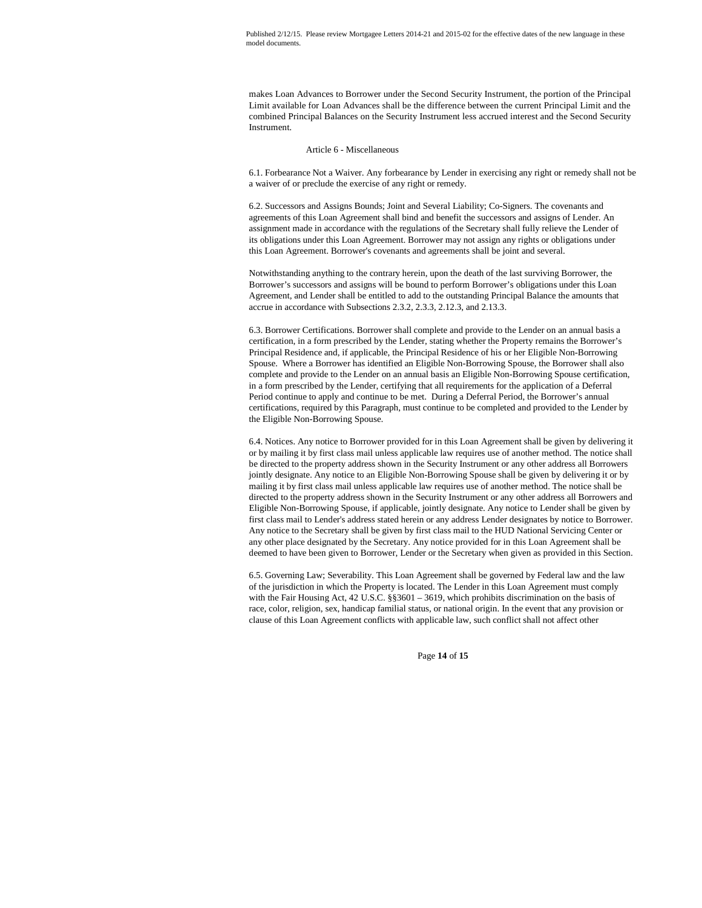Published 2/12/15. Please review Mortgagee Letters 2014-21 and 2015-02 for the effective dates of the new language in these model documents.

makes Loan Advances to Borrower under the Second Security Instrument, the portion of the Principal Limit available for Loan Advances shall be the difference between the current Principal Limit and the combined Principal Balances on the Security Instrument less accrued interest and the Second Security Instrument.

## Article 6 - Miscellaneous

6.1. Forbearance Not a Waiver. Any forbearance by Lender in exercising any right or remedy shall not be a waiver of or preclude the exercise of any right or remedy.

6.2. Successors and Assigns Bounds; Joint and Several Liability; Co-Signers. The covenants and agreements of this Loan Agreement shall bind and benefit the successors and assigns of Lender. An assignment made in accordance with the regulations of the Secretary shall fully relieve the Lender of its obligations under this Loan Agreement. Borrower may not assign any rights or obligations under this Loan Agreement. Borrower's covenants and agreements shall be joint and several.

Notwithstanding anything to the contrary herein, upon the death of the last surviving Borrower, the Borrower's successors and assigns will be bound to perform Borrower's obligations under this Loan Agreement, and Lender shall be entitled to add to the outstanding Principal Balance the amounts that accrue in accordance with Subsections 2.3.2, 2.3.3, 2.12.3, and 2.13.3.

6.3. Borrower Certifications. Borrower shall complete and provide to the Lender on an annual basis a certification, in a form prescribed by the Lender, stating whether the Property remains the Borrower's Principal Residence and, if applicable, the Principal Residence of his or her Eligible Non-Borrowing Spouse. Where a Borrower has identified an Eligible Non-Borrowing Spouse, the Borrower shall also complete and provide to the Lender on an annual basis an Eligible Non-Borrowing Spouse certification, in a form prescribed by the Lender, certifying that all requirements for the application of a Deferral Period continue to apply and continue to be met. During a Deferral Period, the Borrower's annual certifications, required by this Paragraph, must continue to be completed and provided to the Lender by the Eligible Non-Borrowing Spouse.

6.4. Notices. Any notice to Borrower provided for in this Loan Agreement shall be given by delivering it or by mailing it by first class mail unless applicable law requires use of another method. The notice shall be directed to the property address shown in the Security Instrument or any other address all Borrowers jointly designate. Any notice to an Eligible Non-Borrowing Spouse shall be given by delivering it or by mailing it by first class mail unless applicable law requires use of another method. The notice shall be directed to the property address shown in the Security Instrument or any other address all Borrowers and Eligible Non-Borrowing Spouse, if applicable, jointly designate. Any notice to Lender shall be given by first class mail to Lender's address stated herein or any address Lender designates by notice to Borrower. Any notice to the Secretary shall be given by first class mail to the HUD National Servicing Center or any other place designated by the Secretary. Any notice provided for in this Loan Agreement shall be deemed to have been given to Borrower, Lender or the Secretary when given as provided in this Section.

6.5. Governing Law; Severability. This Loan Agreement shall be governed by Federal law and the law of the jurisdiction in which the Property is located. The Lender in this Loan Agreement must comply with the Fair Housing Act, 42 U.S.C. §§3601 – 3619, which prohibits discrimination on the basis of race, color, religion, sex, handicap familial status, or national origin. In the event that any provision or clause of this Loan Agreement conflicts with applicable law, such conflict shall not affect other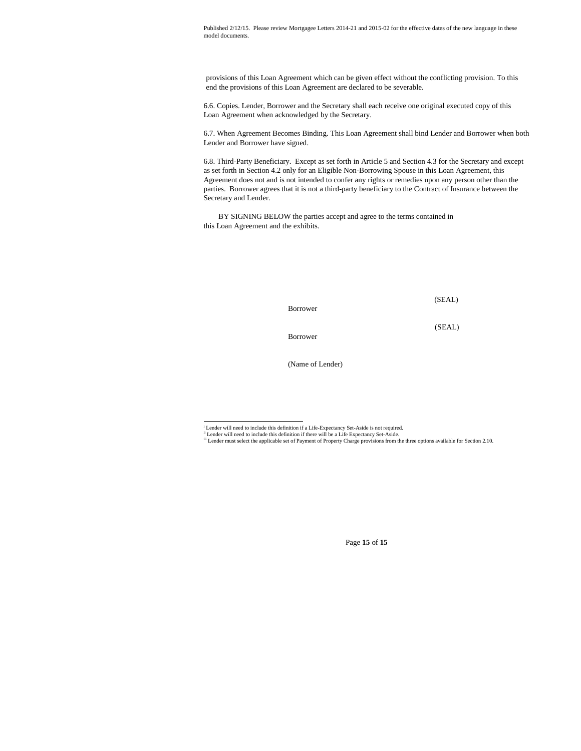provisions of this Loan Agreement which can be given effect without the conflicting provision. To this end the provisions of this Loan Agreement are declared to be severable.

6.6. Copies. Lender, Borrower and the Secretary shall each receive one original executed copy of this Loan Agreement when acknowledged by the Secretary.

6.7. When Agreement Becomes Binding. This Loan Agreement shall bind Lender and Borrower when both Lender and Borrower have signed.

6.8. Third-Party Beneficiary. Except as set forth in Article 5 and Section 4.3 for the Secretary and except as set forth in Section 4.2 only for an Eligible Non-Borrowing Spouse in this Loan Agreement, this Agreement does not and is not intended to confer any rights or remedies upon any person other than the parties. Borrower agrees that it is not a third-party beneficiary to the Contract of Insurance between the Secretary and Lender.

BY SIGNING BELOW the parties accept and agree to the terms contained in this Loan Agreement and the exhibits.

(SEAL)
Borrower

(SEAL)
Borrower

(Name of Lender)

---

[i] Lender will need to include this definition if a Life-Expectancy Set-Aside is not required.
[ii] Lender will need to include this definition if there will be a Life Expectancy Set-Aside.
[iii] Lender must select the applicable set of Payment of Property Charge provisions from the three options available for Section 2.10.